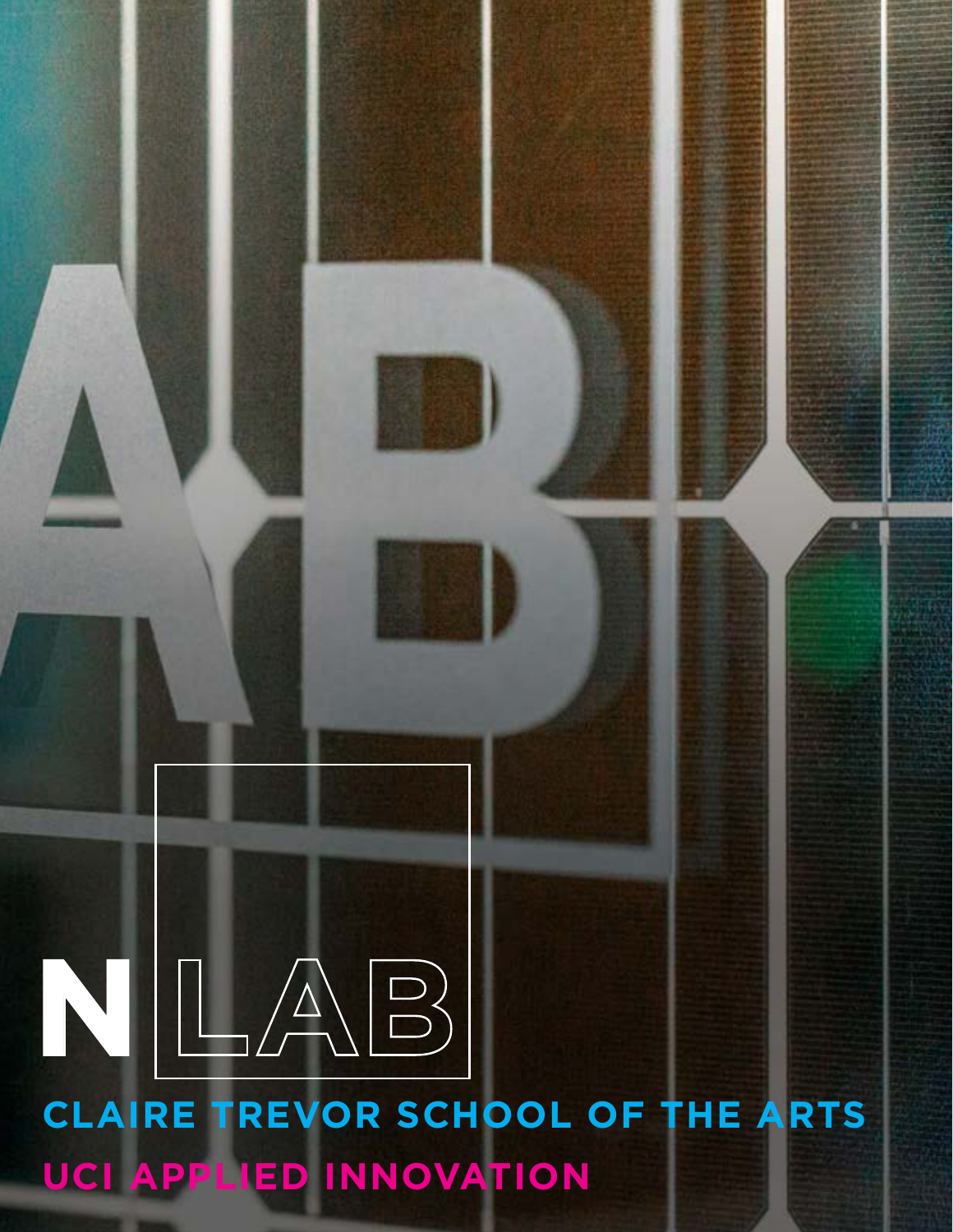# N LAB

**CLAIRE TREVOR SCHOOL OF THE ARTS**

**UCI APPLIED INNOVATION**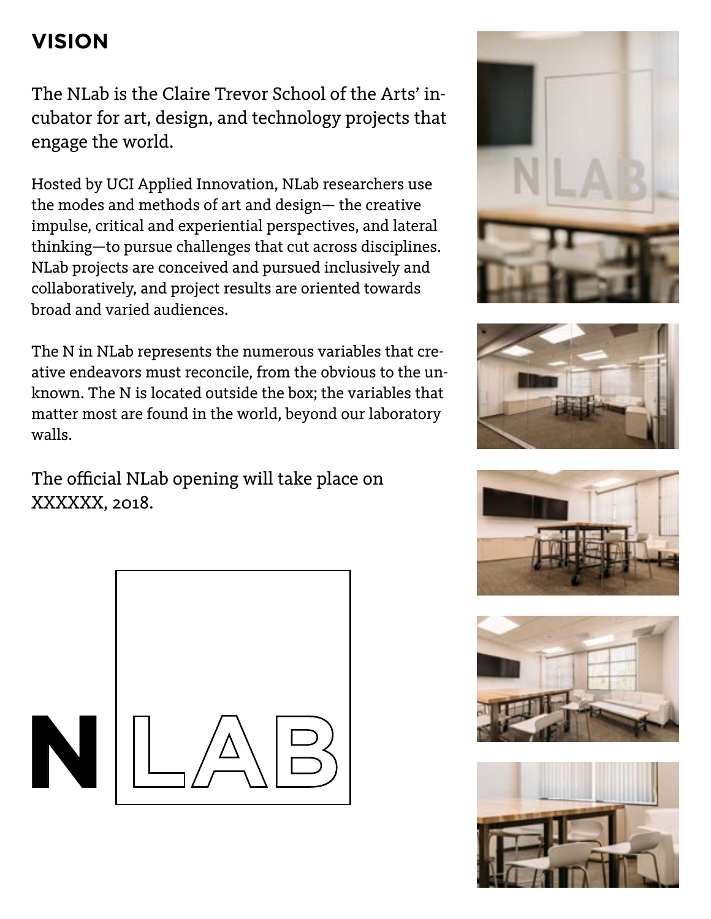## VISION

The NLab is the Claire Trevor School of the Arts' incubator for art, design, and technology projects that engage the world.

Hosted by UCI Applied Innovation, NLab researchers use the modes and methods of art and design— the creative impulse, critical and experiential perspectives, and lateral thinking—to pursue challenges that cut across disciplines. NLab projects are conceived and pursued inclusively and collaboratively, and project results are oriented towards broad and varied audiences.

The N in NLab represents the numerous variables that creative endeavors must reconcile, from the obvious to the unknown. The N is located outside the box; the variables that matter most are found in the world, beyond our laboratory walls.

The official NLab opening will take place on XXXXXX, 2018.

N LAB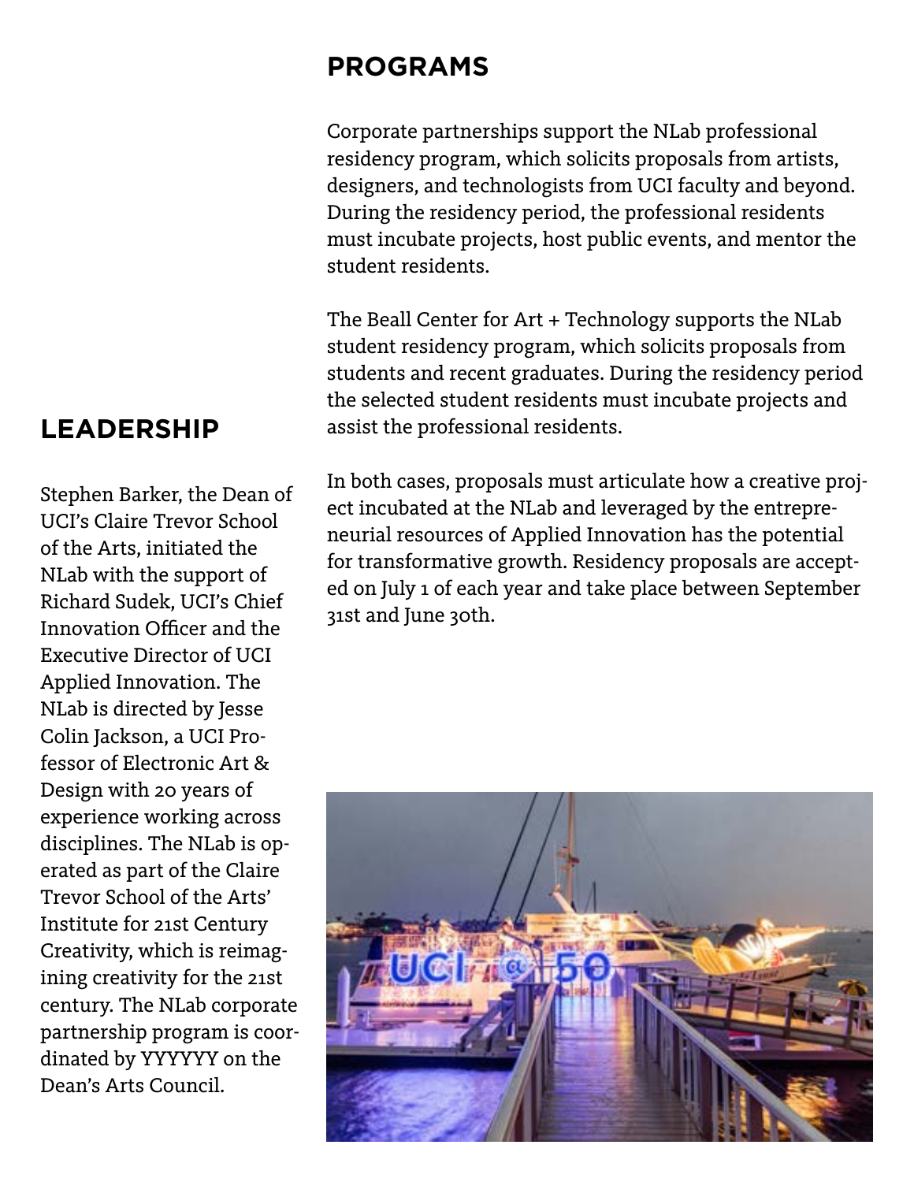## PROGRAMS

Corporate partnerships support the NLab professional residency program, which solicits proposals from artists, designers, and technologists from UCI faculty and beyond. During the residency period, the professional residents must incubate projects, host public events, and mentor the student residents.

The Beall Center for Art + Technology supports the NLab student residency program, which solicits proposals from students and recent graduates. During the residency period the selected student residents must incubate projects and assist the professional residents.

In both cases, proposals must articulate how a creative project incubated at the NLab and leveraged by the entrepreneurial resources of Applied Innovation has the potential for transformative growth. Residency proposals are accepted on July 1 of each year and take place between September 31st and June 30th.

## LEADERSHIP

Stephen Barker, the Dean of UCI's Claire Trevor School of the Arts, initiated the NLab with the support of Richard Sudek, UCI's Chief Innovation Officer and the Executive Director of UCI Applied Innovation. The NLab is directed by Jesse Colin Jackson, a UCI Professor of Electronic Art & Design with 20 years of experience working across disciplines. The NLab is operated as part of the Claire Trevor School of the Arts' Institute for 21st Century Creativity, which is reimagining creativity for the 21st century. The NLab corporate partnership program is coordinated by YYYYYY on the Dean's Arts Council.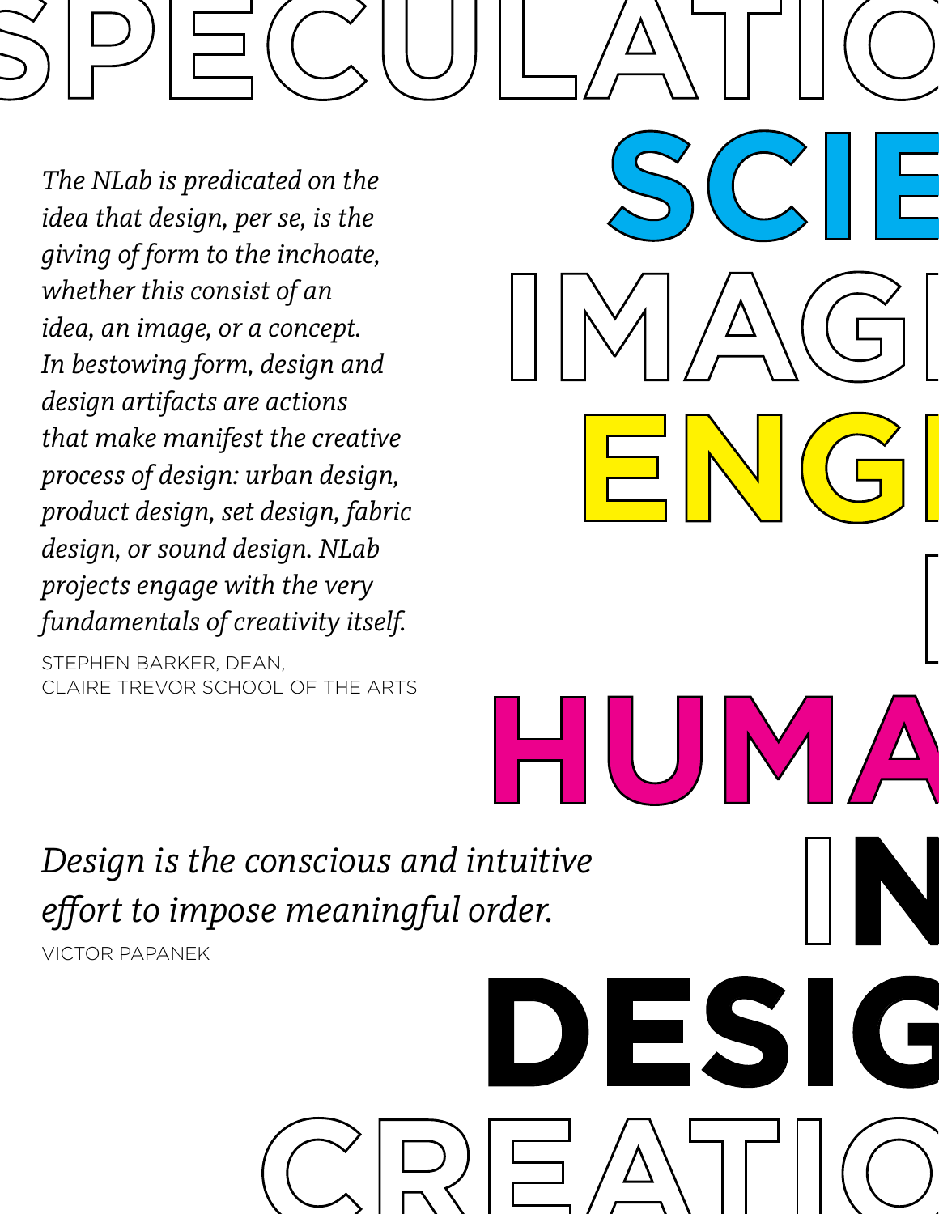SPECULATIO

SCIE

IMAG

ENGI

HUMA

IN

DESIG

CREATIO

*The NLab is predicated on the idea that design, per se, is the giving of form to the inchoate, whether this consist of an idea, an image, or a concept. In bestowing form, design and design artifacts are actions that make manifest the creative process of design: urban design, product design, set design, fabric design, or sound design. NLab projects engage with the very fundamentals of creativity itself.*

STEPHEN BARKER, DEAN,
CLAIRE TREVOR SCHOOL OF THE ARTS

*Design is the conscious and intuitive effort to impose meaningful order.*

VICTOR PAPANEK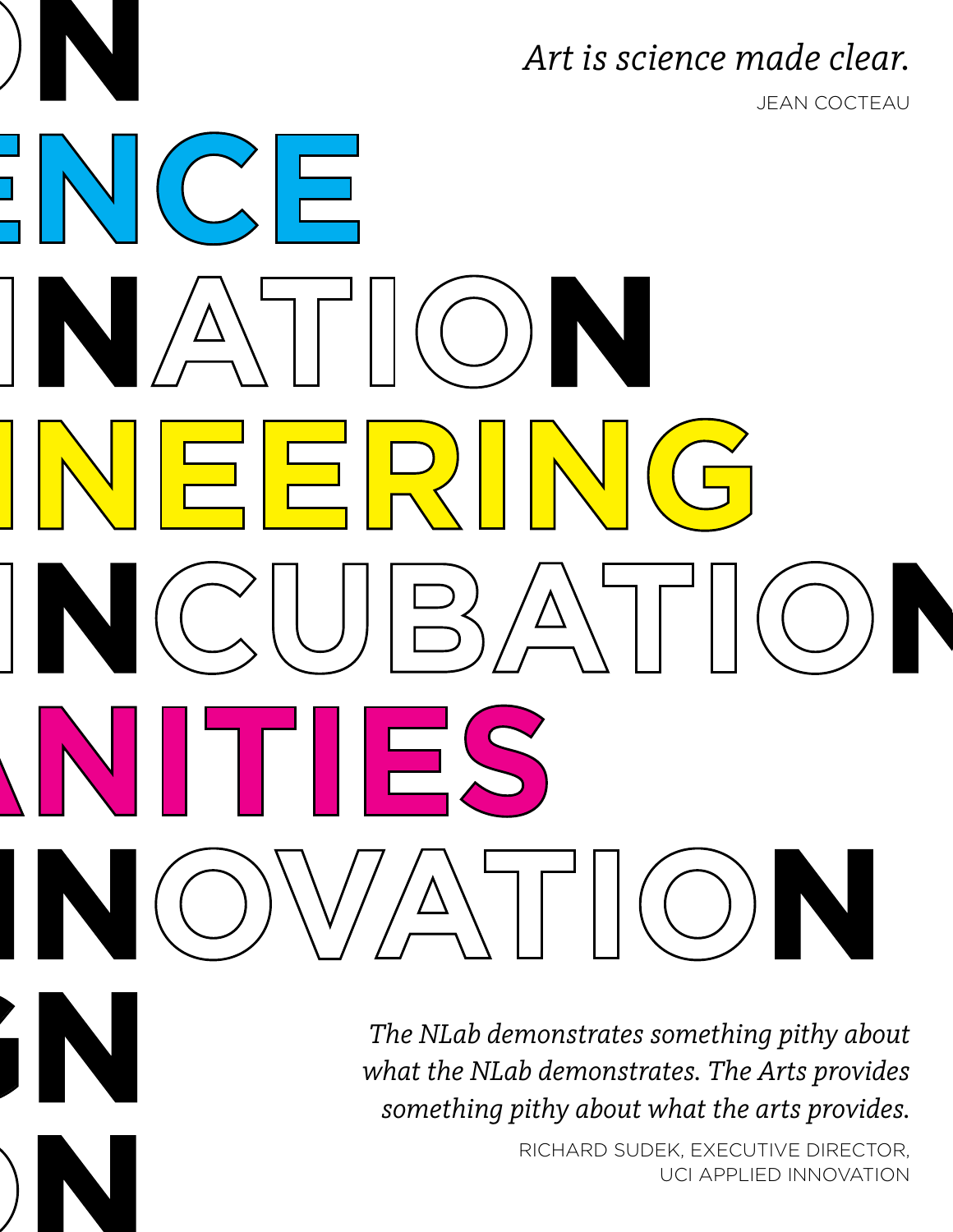ON

ENCE

INATION

INEERING

INCUBATION

ANITIES

INNOVATION

GN

ON

*Art is science made clear.*

JEAN COCTEAU

*The NLab demonstrates something pithy about what the NLab demonstrates. The Arts provides something pithy about what the arts provides.*

RICHARD SUDEK, EXECUTIVE DIRECTOR, UCI APPLIED INNOVATION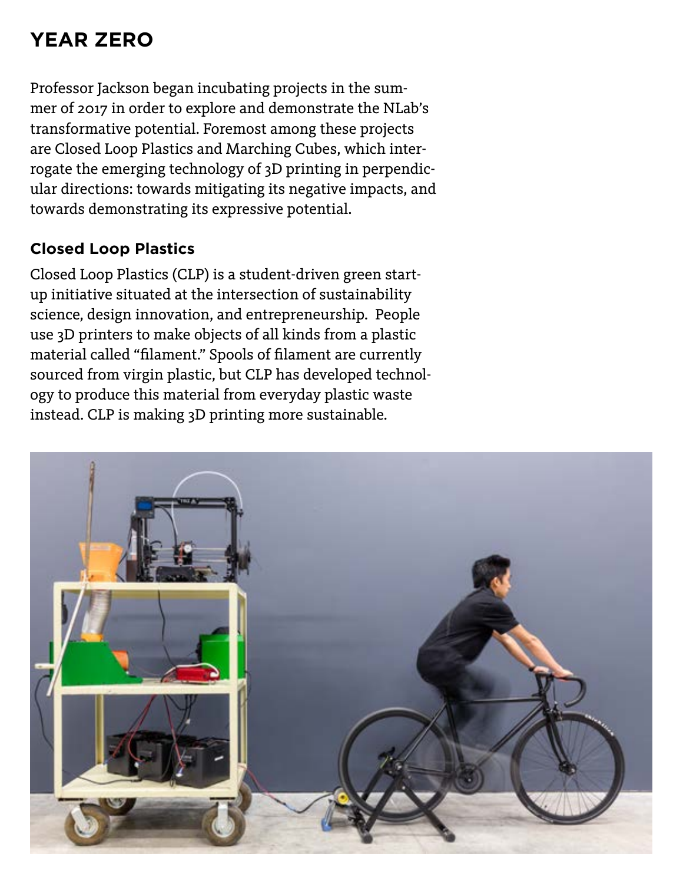## YEAR ZERO

Professor Jackson began incubating projects in the summer of 2017 in order to explore and demonstrate the NLab's transformative potential. Foremost among these projects are Closed Loop Plastics and Marching Cubes, which interrogate the emerging technology of 3D printing in perpendicular directions: towards mitigating its negative impacts, and towards demonstrating its expressive potential.

### Closed Loop Plastics

Closed Loop Plastics (CLP) is a student-driven green startup initiative situated at the intersection of sustainability science, design innovation, and entrepreneurship. People use 3D printers to make objects of all kinds from a plastic material called "filament." Spools of filament are currently sourced from virgin plastic, but CLP has developed technology to produce this material from everyday plastic waste instead. CLP is making 3D printing more sustainable.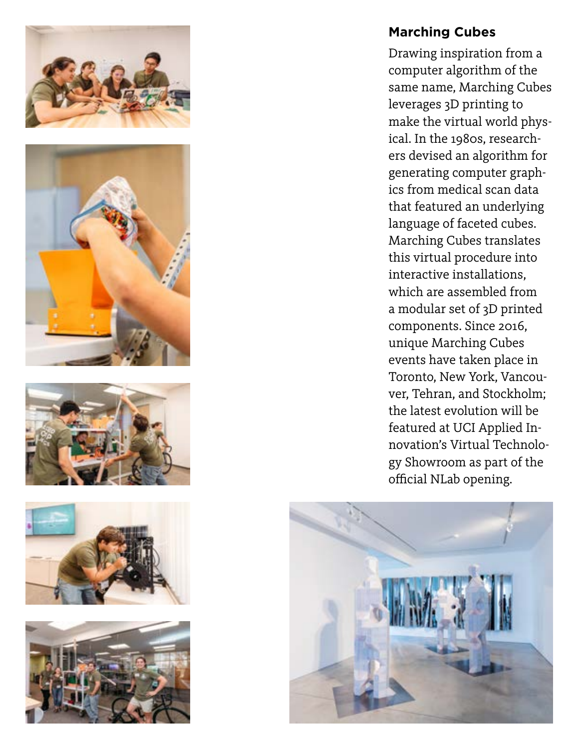### Marching Cubes

Drawing inspiration from a computer algorithm of the same name, Marching Cubes leverages 3D printing to make the virtual world physical. In the 1980s, researchers devised an algorithm for generating computer graphics from medical scan data that featured an underlying language of faceted cubes. Marching Cubes translates this virtual procedure into interactive installations, which are assembled from a modular set of 3D printed components. Since 2016, unique Marching Cubes events have taken place in Toronto, New York, Vancouver, Tehran, and Stockholm; the latest evolution will be featured at UCI Applied Innovation's Virtual Technology Showroom as part of the official NLab opening.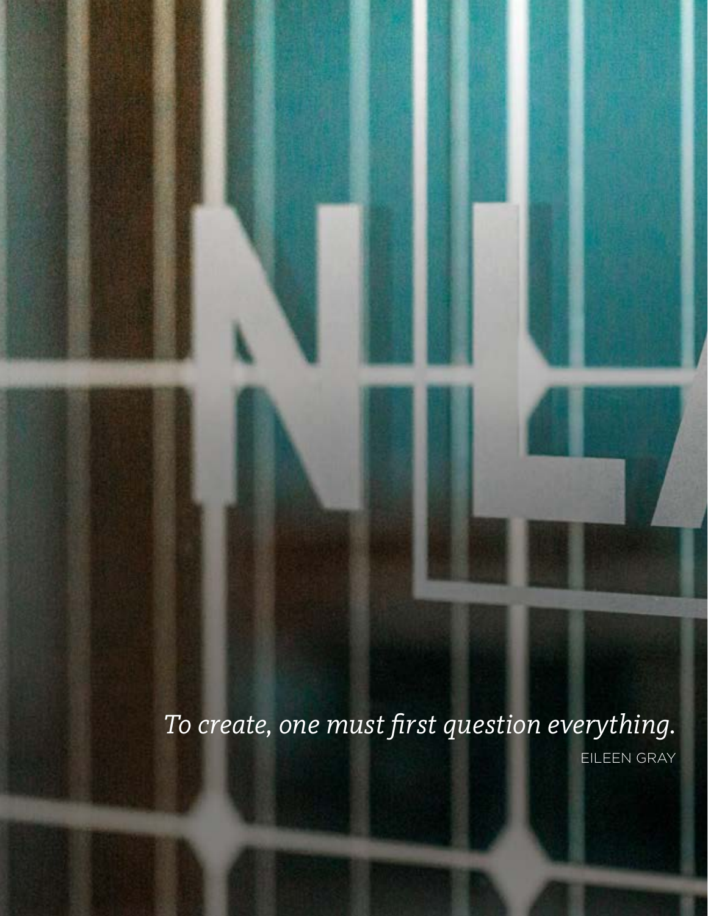*To create, one must first question everything.*

EILEEN GRAY